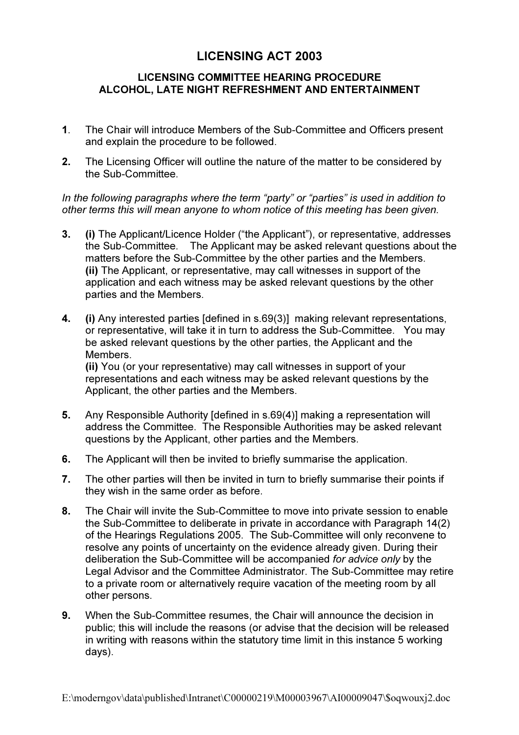# LICENSING ACT 2003

## LICENSING COMMITTEE HEARING PROCEDURE
## ALCOHOL, LATE NIGHT REFRESHMENT AND ENTERTAINMENT

**1**. The Chair will introduce Members of the Sub-Committee and Officers present and explain the procedure to be followed.

**2.** The Licensing Officer will outline the nature of the matter to be considered by the Sub-Committee.

*In the following paragraphs where the term "party" or "parties" is used in addition to other terms this will mean anyone to whom notice of this meeting has been given.*

**3.** **(i)** The Applicant/Licence Holder ("the Applicant"), or representative, addresses the Sub-Committee. The Applicant may be asked relevant questions about the matters before the Sub-Committee by the other parties and the Members.
**(ii)** The Applicant, or representative, may call witnesses in support of the application and each witness may be asked relevant questions by the other parties and the Members.

**4.** **(i)** Any interested parties [defined in s.69(3)] making relevant representations, or representative, will take it in turn to address the Sub-Committee. You may be asked relevant questions by the other parties, the Applicant and the Members.
**(ii)** You (or your representative) may call witnesses in support of your representations and each witness may be asked relevant questions by the Applicant, the other parties and the Members.

**5.** Any Responsible Authority [defined in s.69(4)] making a representation will address the Committee. The Responsible Authorities may be asked relevant questions by the Applicant, other parties and the Members.

**6.** The Applicant will then be invited to briefly summarise the application.

**7.** The other parties will then be invited in turn to briefly summarise their points if they wish in the same order as before.

**8.** The Chair will invite the Sub-Committee to move into private session to enable the Sub-Committee to deliberate in private in accordance with Paragraph 14(2) of the Hearings Regulations 2005. The Sub-Committee will only reconvene to resolve any points of uncertainty on the evidence already given. During their deliberation the Sub-Committee will be accompanied *for advice only* by the Legal Advisor and the Committee Administrator. The Sub-Committee may retire to a private room or alternatively require vacation of the meeting room by all other persons.

**9.** When the Sub-Committee resumes, the Chair will announce the decision in public; this will include the reasons (or advise that the decision will be released in writing with reasons within the statutory time limit in this instance 5 working days).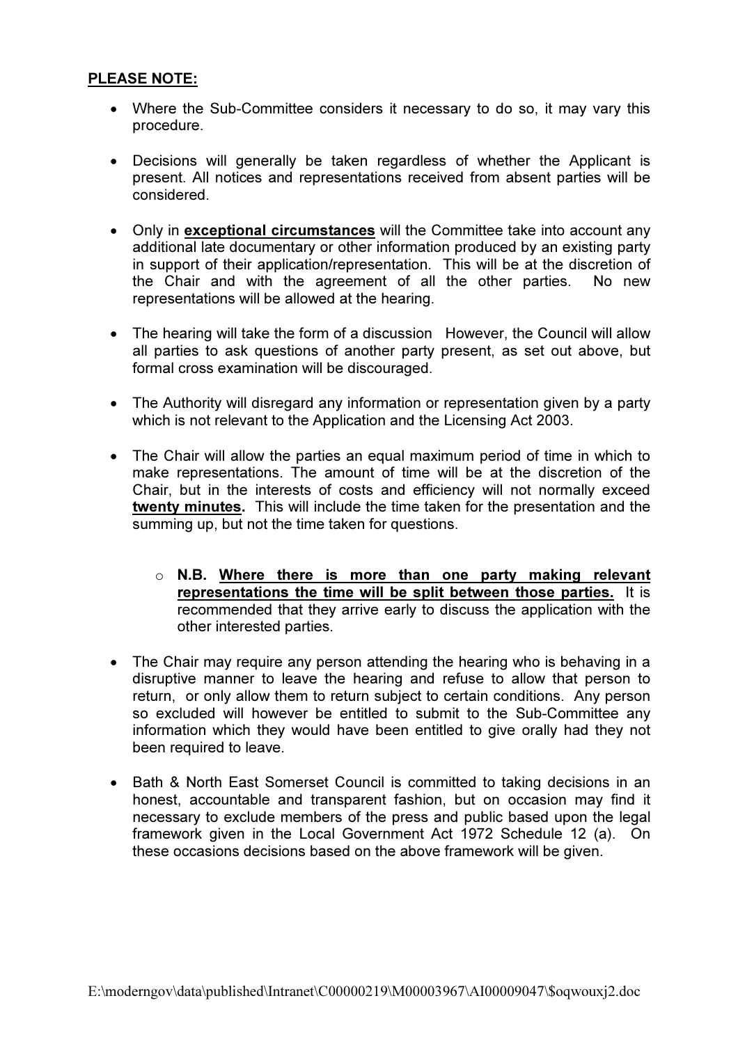**PLEASE NOTE:**

- Where the Sub-Committee considers it necessary to do so, it may vary this procedure.

- Decisions will generally be taken regardless of whether the Applicant is present. All notices and representations received from absent parties will be considered.

- Only in **exceptional circumstances** will the Committee take into account any additional late documentary or other information produced by an existing party in support of their application/representation. This will be at the discretion of the Chair and with the agreement of all the other parties. No new representations will be allowed at the hearing.

- The hearing will take the form of a discussion However, the Council will allow all parties to ask questions of another party present, as set out above, but formal cross examination will be discouraged.

- The Authority will disregard any information or representation given by a party which is not relevant to the Application and the Licensing Act 2003.

- The Chair will allow the parties an equal maximum period of time in which to make representations. The amount of time will be at the discretion of the Chair, but in the interests of costs and efficiency will not normally exceed **twenty minutes.** This will include the time taken for the presentation and the summing up, but not the time taken for questions.

  - **N.B. Where there is more than one party making relevant representations the time will be split between those parties.** It is recommended that they arrive early to discuss the application with the other interested parties.

- The Chair may require any person attending the hearing who is behaving in a disruptive manner to leave the hearing and refuse to allow that person to return, or only allow them to return subject to certain conditions. Any person so excluded will however be entitled to submit to the Sub-Committee any information which they would have been entitled to give orally had they not been required to leave.

- Bath & North East Somerset Council is committed to taking decisions in an honest, accountable and transparent fashion, but on occasion may find it necessary to exclude members of the press and public based upon the legal framework given in the Local Government Act 1972 Schedule 12 (a). On these occasions decisions based on the above framework will be given.